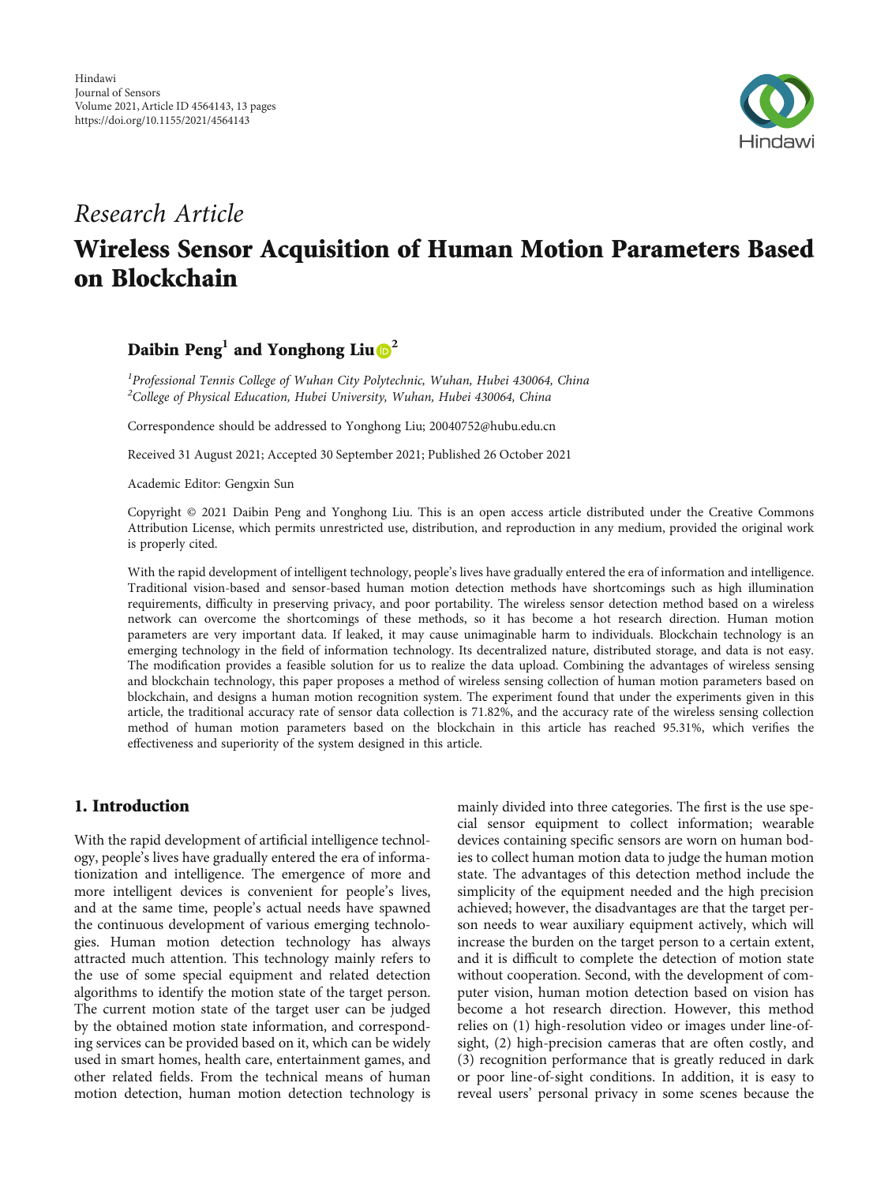Hindawi
Journal of Sensors
Volume 2021, Article ID 4564143, 13 pages
https://doi.org/10.1155/2021/4564143

*Research Article*

# Wireless Sensor Acquisition of Human Motion Parameters Based on Blockchain

**Daibin Peng[1] and Yonghong Liu[2]**

[1]*Professional Tennis College of Wuhan City Polytechnic, Wuhan, Hubei 430064, China*
[2]*College of Physical Education, Hubei University, Wuhan, Hubei 430064, China*

Correspondence should be addressed to Yonghong Liu; 20040752@hubu.edu.cn

Received 31 August 2021; Accepted 30 September 2021; Published 26 October 2021

Academic Editor: Gengxin Sun

Copyright © 2021 Daibin Peng and Yonghong Liu. This is an open access article distributed under the Creative Commons Attribution License, which permits unrestricted use, distribution, and reproduction in any medium, provided the original work is properly cited.

With the rapid development of intelligent technology, people's lives have gradually entered the era of information and intelligence. Traditional vision-based and sensor-based human motion detection methods have shortcomings such as high illumination requirements, difficulty in preserving privacy, and poor portability. The wireless sensor detection method based on a wireless network can overcome the shortcomings of these methods, so it has become a hot research direction. Human motion parameters are very important data. If leaked, it may cause unimaginable harm to individuals. Blockchain technology is an emerging technology in the field of information technology. Its decentralized nature, distributed storage, and data is not easy. The modification provides a feasible solution for us to realize the data upload. Combining the advantages of wireless sensing and blockchain technology, this paper proposes a method of wireless sensing collection of human motion parameters based on blockchain, and designs a human motion recognition system. The experiment found that under the experiments given in this article, the traditional accuracy rate of sensor data collection is 71.82%, and the accuracy rate of the wireless sensing collection method of human motion parameters based on the blockchain in this article has reached 95.31%, which verifies the effectiveness and superiority of the system designed in this article.

## 1. Introduction

With the rapid development of artificial intelligence technology, people's lives have gradually entered the era of informationization and intelligence. The emergence of more and more intelligent devices is convenient for people's lives, and at the same time, people's actual needs have spawned the continuous development of various emerging technologies. Human motion detection technology has always attracted much attention. This technology mainly refers to the use of some special equipment and related detection algorithms to identify the motion state of the target person. The current motion state of the target user can be judged by the obtained motion state information, and corresponding services can be provided based on it, which can be widely used in smart homes, health care, entertainment games, and other related fields. From the technical means of human motion detection, human motion detection technology is mainly divided into three categories. The first is the use special sensor equipment to collect information; wearable devices containing specific sensors are worn on human bodies to collect human motion data to judge the human motion state. The advantages of this detection method include the simplicity of the equipment needed and the high precision achieved; however, the disadvantages are that the target person needs to wear auxiliary equipment actively, which will increase the burden on the target person to a certain extent, and it is difficult to complete the detection of motion state without cooperation. Second, with the development of computer vision, human motion detection based on vision has become a hot research direction. However, this method relies on (1) high-resolution video or images under line-of-sight, (2) high-precision cameras that are often costly, and (3) recognition performance that is greatly reduced in dark or poor line-of-sight conditions. In addition, it is easy to reveal users' personal privacy in some scenes because the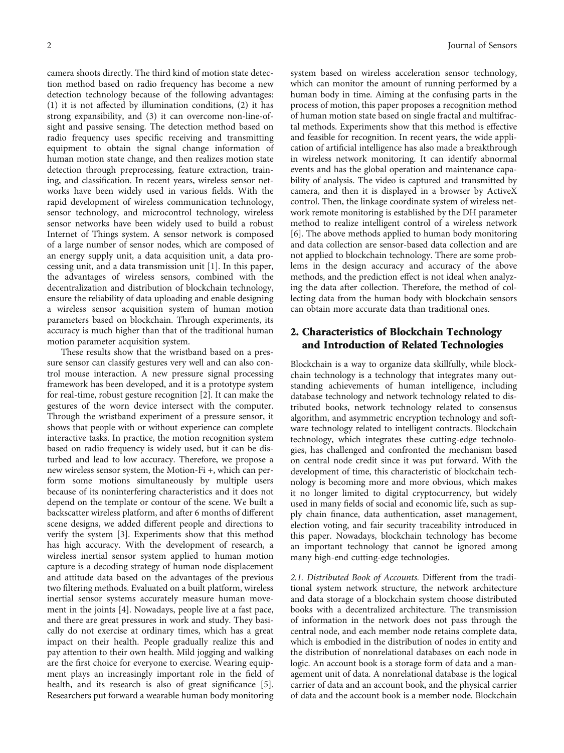camera shoots directly. The third kind of motion state detection method based on radio frequency has become a new detection technology because of the following advantages: (1) it is not affected by illumination conditions, (2) it has strong expansibility, and (3) it can overcome non-line-of-sight and passive sensing. The detection method based on radio frequency uses specific receiving and transmitting equipment to obtain the signal change information of human motion state change, and then realizes motion state detection through preprocessing, feature extraction, training, and classification. In recent years, wireless sensor networks have been widely used in various fields. With the rapid development of wireless communication technology, sensor technology, and microcontrol technology, wireless sensor networks have been widely used to build a robust Internet of Things system. A sensor network is composed of a large number of sensor nodes, which are composed of an energy supply unit, a data acquisition unit, a data processing unit, and a data transmission unit [1]. In this paper, the advantages of wireless sensors, combined with the decentralization and distribution of blockchain technology, ensure the reliability of data uploading and enable designing a wireless sensor acquisition system of human motion parameters based on blockchain. Through experiments, its accuracy is much higher than that of the traditional human motion parameter acquisition system.

These results show that the wristband based on a pressure sensor can classify gestures very well and can also control mouse interaction. A new pressure signal processing framework has been developed, and it is a prototype system for real-time, robust gesture recognition [2]. It can make the gestures of the worn device intersect with the computer. Through the wristband experiment of a pressure sensor, it shows that people with or without experience can complete interactive tasks. In practice, the motion recognition system based on radio frequency is widely used, but it can be disturbed and lead to low accuracy. Therefore, we propose a new wireless sensor system, the Motion-Fi +, which can perform some motions simultaneously by multiple users because of its noninterfering characteristics and it does not depend on the template or contour of the scene. We built a backscatter wireless platform, and after 6 months of different scene designs, we added different people and directions to verify the system [3]. Experiments show that this method has high accuracy. With the development of research, a wireless inertial sensor system applied to human motion capture is a decoding strategy of human node displacement and attitude data based on the advantages of the previous two filtering methods. Evaluated on a built platform, wireless inertial sensor systems accurately measure human movement in the joints [4]. Nowadays, people live at a fast pace, and there are great pressures in work and study. They basically do not exercise at ordinary times, which has a great impact on their health. People gradually realize this and pay attention to their own health. Mild jogging and walking are the first choice for everyone to exercise. Wearing equipment plays an increasingly important role in the field of health, and its research is also of great significance [5]. Researchers put forward a wearable human body monitoring system based on wireless acceleration sensor technology, which can monitor the amount of running performed by a human body in time. Aiming at the confusing parts in the process of motion, this paper proposes a recognition method of human motion state based on single fractal and multifractal methods. Experiments show that this method is effective and feasible for recognition. In recent years, the wide application of artificial intelligence has also made a breakthrough in wireless network monitoring. It can identify abnormal events and has the global operation and maintenance capability of analysis. The video is captured and transmitted by camera, and then it is displayed in a browser by ActiveX control. Then, the linkage coordinate system of wireless network remote monitoring is established by the DH parameter method to realize intelligent control of a wireless network [6]. The above methods applied to human body monitoring and data collection are sensor-based data collection and are not applied to blockchain technology. There are some problems in the design accuracy and accuracy of the above methods, and the prediction effect is not ideal when analyzing the data after collection. Therefore, the method of collecting data from the human body with blockchain sensors can obtain more accurate data than traditional ones.

## 2. Characteristics of Blockchain Technology and Introduction of Related Technologies

Blockchain is a way to organize data skillfully, while blockchain technology is a technology that integrates many outstanding achievements of human intelligence, including database technology and network technology related to distributed books, network technology related to consensus algorithm, and asymmetric encryption technology and software technology related to intelligent contracts. Blockchain technology, which integrates these cutting-edge technologies, has challenged and confronted the mechanism based on central node credit since it was put forward. With the development of time, this characteristic of blockchain technology is becoming more and more obvious, which makes it no longer limited to digital cryptocurrency, but widely used in many fields of social and economic life, such as supply chain finance, data authentication, asset management, election voting, and fair security traceability introduced in this paper. Nowadays, blockchain technology has become an important technology that cannot be ignored among many high-end cutting-edge technologies.

*2.1. Distributed Book of Accounts.* Different from the traditional system network structure, the network architecture and data storage of a blockchain system choose distributed books with a decentralized architecture. The transmission of information in the network does not pass through the central node, and each member node retains complete data, which is embodied in the distribution of nodes in entity and the distribution of nonrelational databases on each node in logic. An account book is a storage form of data and a management unit of data. A nonrelational database is the logical carrier of data and an account book, and the physical carrier of data and the account book is a member node. Blockchain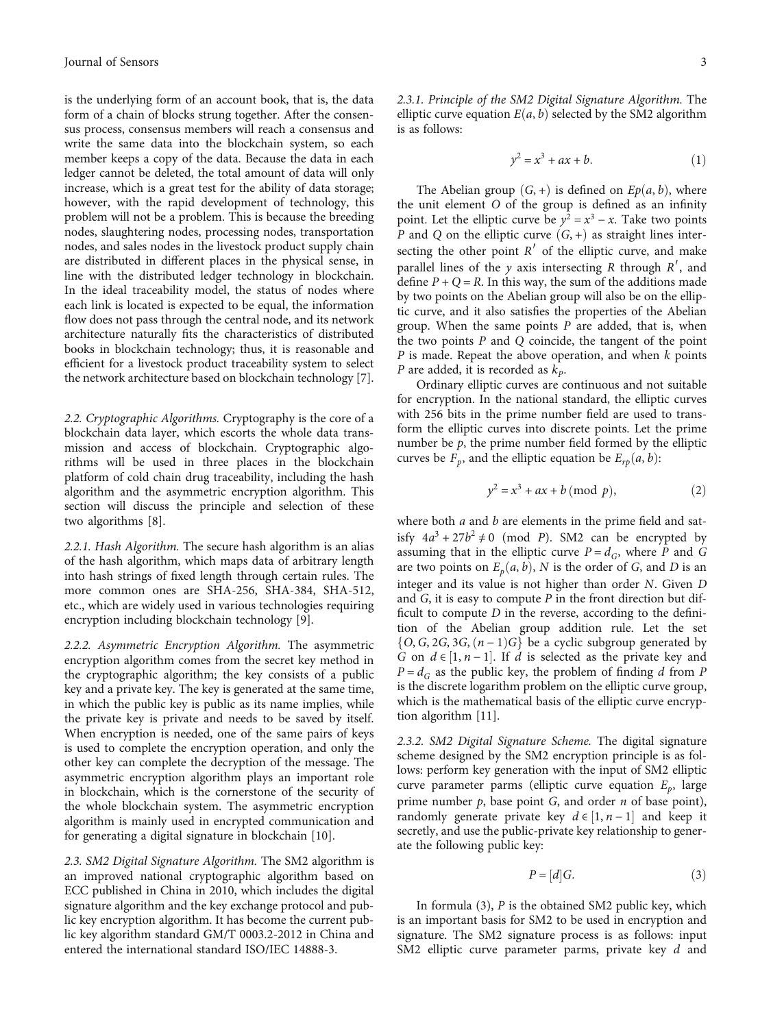is the underlying form of an account book, that is, the data form of a chain of blocks strung together. After the consensus process, consensus members will reach a consensus and write the same data into the blockchain system, so each member keeps a copy of the data. Because the data in each ledger cannot be deleted, the total amount of data will only increase, which is a great test for the ability of data storage; however, with the rapid development of technology, this problem will not be a problem. This is because the breeding nodes, slaughtering nodes, processing nodes, transportation nodes, and sales nodes in the livestock product supply chain are distributed in different places in the physical sense, in line with the distributed ledger technology in blockchain. In the ideal traceability model, the status of nodes where each link is located is expected to be equal, the information flow does not pass through the central node, and its network architecture naturally fits the characteristics of distributed books in blockchain technology; thus, it is reasonable and efficient for a livestock product traceability system to select the network architecture based on blockchain technology [7].

*2.2. Cryptographic Algorithms.* Cryptography is the core of a blockchain data layer, which escorts the whole data transmission and access of blockchain. Cryptographic algorithms will be used in three places in the blockchain platform of cold chain drug traceability, including the hash algorithm and the asymmetric encryption algorithm. This section will discuss the principle and selection of these two algorithms [8].

*2.2.1. Hash Algorithm.* The secure hash algorithm is an alias of the hash algorithm, which maps data of arbitrary length into hash strings of fixed length through certain rules. The more common ones are SHA-256, SHA-384, SHA-512, etc., which are widely used in various technologies requiring encryption including blockchain technology [9].

*2.2.2. Asymmetric Encryption Algorithm.* The asymmetric encryption algorithm comes from the secret key method in the cryptographic algorithm; the key consists of a public key and a private key. The key is generated at the same time, in which the public key is public as its name implies, while the private key is private and needs to be saved by itself. When encryption is needed, one of the same pairs of keys is used to complete the encryption operation, and only the other key can complete the decryption of the message. The asymmetric encryption algorithm plays an important role in blockchain, which is the cornerstone of the security of the whole blockchain system. The asymmetric encryption algorithm is mainly used in encrypted communication and for generating a digital signature in blockchain [10].

*2.3. SM2 Digital Signature Algorithm.* The SM2 algorithm is an improved national cryptographic algorithm based on ECC published in China in 2010, which includes the digital signature algorithm and the key exchange protocol and public key encryption algorithm. It has become the current public key algorithm standard GM/T 0003.2-2012 in China and entered the international standard ISO/IEC 14888-3.

*2.3.1. Principle of the SM2 Digital Signature Algorithm.* The elliptic curve equation $E(a, b)$ selected by the SM2 algorithm is as follows:

$$y^2 = x^3 + ax + b. \tag{1}$$

The Abelian group $(G, +)$ is defined on $Ep(a, b)$, where the unit element $O$ of the group is defined as an infinity point. Let the elliptic curve be $y^2 = x^3 - x$. Take two points $P$ and $Q$ on the elliptic curve $(G, +)$ as straight lines intersecting the other point $R'$ of the elliptic curve, and make parallel lines of the $y$ axis intersecting $R$ through $R'$, and define $P + Q = R$. In this way, the sum of the additions made by two points on the Abelian group will also be on the elliptic curve, and it also satisfies the properties of the Abelian group. When the same points $P$ are added, that is, when the two points $P$ and $Q$ coincide, the tangent of the point $P$ is made. Repeat the above operation, and when $k$ points $P$ are added, it is recorded as $k_P$.

Ordinary elliptic curves are continuous and not suitable for encryption. In the national standard, the elliptic curves with 256 bits in the prime number field are used to transform the elliptic curves into discrete points. Let the prime number be $p$, the prime number field formed by the elliptic curves be $F_p$, and the elliptic equation be $E_{rp}(a, b)$:

$$y^2 = x^3 + ax + b \,(\text{mod } p), \tag{2}$$

where both $a$ and $b$ are elements in the prime field and satisfy $4a^3 + 27b^2 \neq 0 \pmod{P}$. SM2 can be encrypted by assuming that in the elliptic curve $P = d_G$, where $P$ and $G$ are two points on $E_p(a, b)$, $N$ is the order of $G$, and $D$ is an integer and its value is not higher than order $N$. Given $D$ and $G$, it is easy to compute $P$ in the front direction but difficult to compute $D$ in the reverse, according to the definition of the Abelian group addition rule. Let the set $\{O, G, 2G, 3G, (n-1)G\}$ be a cyclic subgroup generated by $G$ on $d \in [1, n-1]$. If $d$ is selected as the private key and $P = d_G$ as the public key, the problem of finding $d$ from $P$ is the discrete logarithm problem on the elliptic curve group, which is the mathematical basis of the elliptic curve encryption algorithm [11].

*2.3.2. SM2 Digital Signature Scheme.* The digital signature scheme designed by the SM2 encryption principle is as follows: perform key generation with the input of SM2 elliptic curve parameter parms (elliptic curve equation $E_p$, large prime number $p$, base point $G$, and order $n$ of base point), randomly generate private key $d \in [1, n-1]$ and keep it secretly, and use the public-private key relationship to generate the following public key:

$$P = [d]G. \tag{3}$$

In formula (3), $P$ is the obtained SM2 public key, which is an important basis for SM2 to be used in encryption and signature. The SM2 signature process is as follows: input SM2 elliptic curve parameter parms, private key $d$ and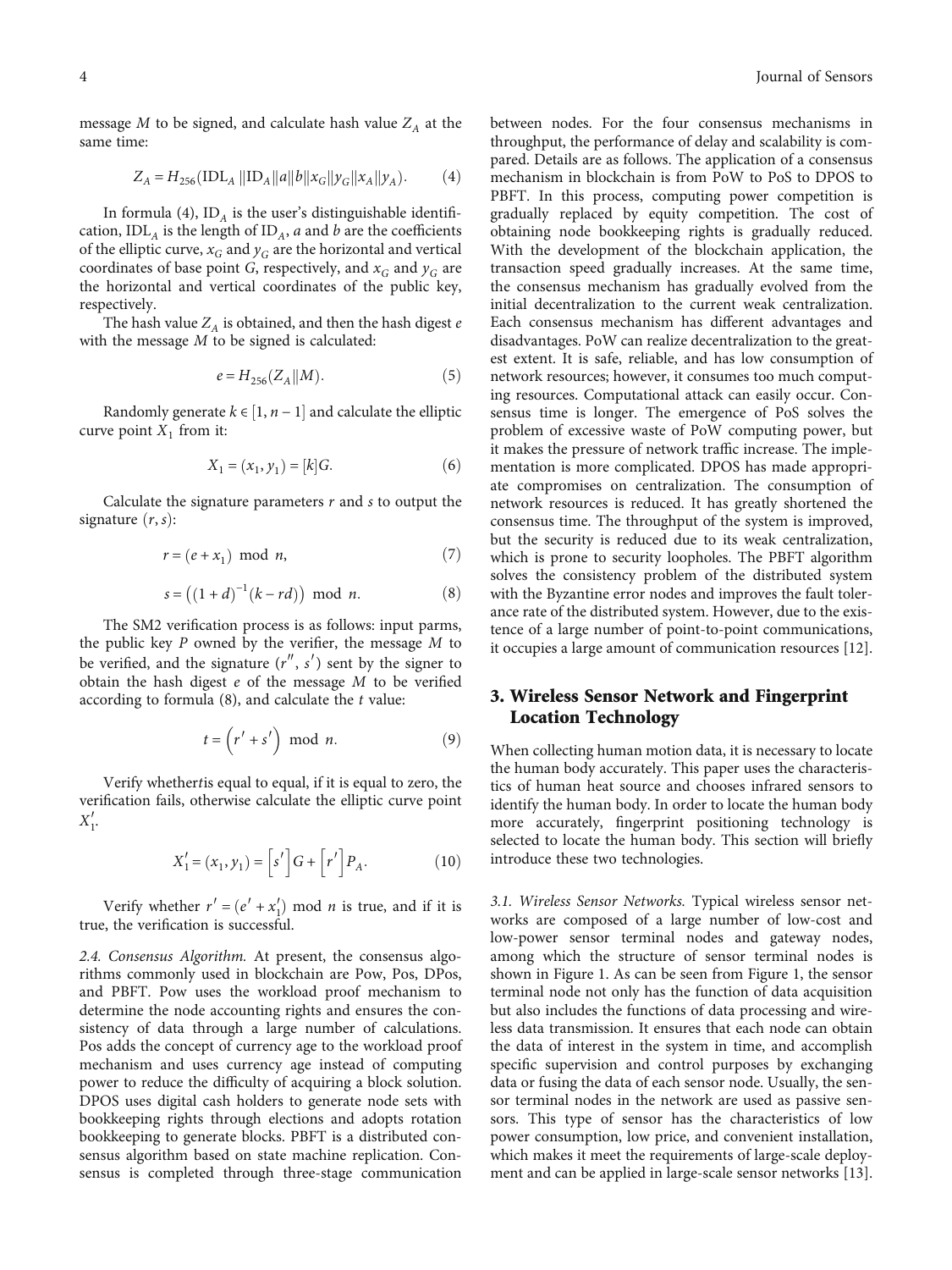message $M$ to be signed, and calculate hash value $Z_A$ at the same time:

$$Z_A = H_{256}(\mathrm{IDL}_A \| \mathrm{ID}_A \| a \| b \| x_G \| y_G \| x_A \| y_A). \tag{4}$$

In formula (4), $\mathrm{ID}_A$ is the user's distinguishable identification, $\mathrm{IDL}_A$ is the length of $\mathrm{ID}_A$, $a$ and $b$ are the coefficients of the elliptic curve, $x_G$ and $y_G$ are the horizontal and vertical coordinates of base point $G$, respectively, and $x_G$ and $y_G$ are the horizontal and vertical coordinates of the public key, respectively.

The hash value $Z_A$ is obtained, and then the hash digest $e$ with the message $M$ to be signed is calculated:

$$e = H_{256}(Z_A \| M). \tag{5}$$

Randomly generate $k \in [1, n-1]$ and calculate the elliptic curve point $X_1$ from it:

$$X_1 = (x_1, y_1) = [k]G. \tag{6}$$

Calculate the signature parameters $r$ and $s$ to output the signature $(r, s)$:

$$r = (e + x_1) \mod n, \tag{7}$$

$$s = \left((1+d)^{-1}(k - rd)\right) \mod n. \tag{8}$$

The SM2 verification process is as follows: input parms, the public key $P$ owned by the verifier, the message $M$ to be verified, and the signature $(r'', s')$ sent by the signer to obtain the hash digest $e$ of the message $M$ to be verified according to formula (8), and calculate the $t$ value:

$$t = \left(r' + s'\right) \mod n. \tag{9}$$

Verify whether$t$is equal to equal, if it is equal to zero, the verification fails, otherwise calculate the elliptic curve point $X_1'$.

$$X_1' = (x_1, y_1) = \left[s'\right]G + \left[r'\right]P_A. \tag{10}$$

Verify whether $r' = (e' + x_1') \mod n$ is true, and if it is true, the verification is successful.

*2.4. Consensus Algorithm.* At present, the consensus algorithms commonly used in blockchain are Pow, Pos, DPos, and PBFT. Pow uses the workload proof mechanism to determine the node accounting rights and ensures the consistency of data through a large number of calculations. Pos adds the concept of currency age to the workload proof mechanism and uses currency age instead of computing power to reduce the difficulty of acquiring a block solution. DPOS uses digital cash holders to generate node sets with bookkeeping rights through elections and adopts rotation bookkeeping to generate blocks. PBFT is a distributed consensus algorithm based on state machine replication. Consensus is completed through three-stage communication between nodes. For the four consensus mechanisms in throughput, the performance of delay and scalability is compared. Details are as follows. The application of a consensus mechanism in blockchain is from PoW to PoS to DPOS to PBFT. In this process, computing power competition is gradually replaced by equity competition. The cost of obtaining node bookkeeping rights is gradually reduced. With the development of the blockchain application, the transaction speed gradually increases. At the same time, the consensus mechanism has gradually evolved from the initial decentralization to the current weak centralization. Each consensus mechanism has different advantages and disadvantages. PoW can realize decentralization to the greatest extent. It is safe, reliable, and has low consumption of network resources; however, it consumes too much computing resources. Computational attack can easily occur. Consensus time is longer. The emergence of PoS solves the problem of excessive waste of PoW computing power, but it makes the pressure of network traffic increase. The implementation is more complicated. DPOS has made appropriate compromises on centralization. The consumption of network resources is reduced. It has greatly shortened the consensus time. The throughput of the system is improved, but the security is reduced due to its weak centralization, which is prone to security loopholes. The PBFT algorithm solves the consistency problem of the distributed system with the Byzantine error nodes and improves the fault tolerance rate of the distributed system. However, due to the existence of a large number of point-to-point communications, it occupies a large amount of communication resources [12].

## 3. Wireless Sensor Network and Fingerprint Location Technology

When collecting human motion data, it is necessary to locate the human body accurately. This paper uses the characteristics of human heat source and chooses infrared sensors to identify the human body. In order to locate the human body more accurately, fingerprint positioning technology is selected to locate the human body. This section will briefly introduce these two technologies.

*3.1. Wireless Sensor Networks.* Typical wireless sensor networks are composed of a large number of low-cost and low-power sensor terminal nodes and gateway nodes, among which the structure of sensor terminal nodes is shown in Figure 1. As can be seen from Figure 1, the sensor terminal node not only has the function of data acquisition but also includes the functions of data processing and wireless data transmission. It ensures that each node can obtain the data of interest in the system in time, and accomplish specific supervision and control purposes by exchanging data or fusing the data of each sensor node. Usually, the sensor terminal nodes in the network are used as passive sensors. This type of sensor has the characteristics of low power consumption, low price, and convenient installation, which makes it meet the requirements of large-scale deployment and can be applied in large-scale sensor networks [13].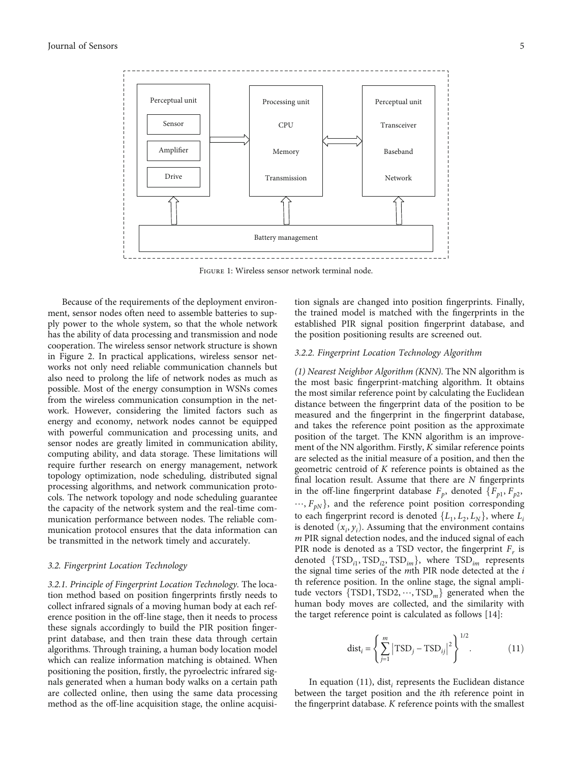Perceptual unit

Sensor

Amplifier

Drive

Processing unit

CPU

Memory

Transmission

Perceptual unit

Transceiver

Baseband

Network

Battery management

Figure 1: Wireless sensor network terminal node.

Because of the requirements of the deployment environment, sensor nodes often need to assemble batteries to supply power to the whole system, so that the whole network has the ability of data processing and transmission and node cooperation. The wireless sensor network structure is shown in Figure 2. In practical applications, wireless sensor networks not only need reliable communication channels but also need to prolong the life of network nodes as much as possible. Most of the energy consumption in WSNs comes from the wireless communication consumption in the network. However, considering the limited factors such as energy and economy, network nodes cannot be equipped with powerful communication and processing units, and sensor nodes are greatly limited in communication ability, computing ability, and data storage. These limitations will require further research on energy management, network topology optimization, node scheduling, distributed signal processing algorithms, and network communication protocols. The network topology and node scheduling guarantee the capacity of the network system and the real-time communication performance between nodes. The reliable communication protocol ensures that the data information can be transmitted in the network timely and accurately.

### 3.2. Fingerprint Location Technology

*3.2.1. Principle of Fingerprint Location Technology.* The location method based on position fingerprints firstly needs to collect infrared signals of a moving human body at each reference position in the off-line stage, then it needs to process these signals accordingly to build the PIR position fingerprint database, and then train these data through certain algorithms. Through training, a human body location model which can realize information matching is obtained. When positioning the position, firstly, the pyroelectric infrared signals generated when a human body walks on a certain path are collected online, then using the same data processing method as the off-line acquisition stage, the online acquisition signals are changed into position fingerprints. Finally, the trained model is matched with the fingerprints in the established PIR signal position fingerprint database, and the position positioning results are screened out.

*3.2.2. Fingerprint Location Technology Algorithm*

*(1) Nearest Neighbor Algorithm (KNN).* The NN algorithm is the most basic fingerprint-matching algorithm. It obtains the most similar reference point by calculating the Euclidean distance between the fingerprint data of the position to be measured and the fingerprint in the fingerprint database, and takes the reference point position as the approximate position of the target. The KNN algorithm is an improvement of the NN algorithm. Firstly, $K$ similar reference points are selected as the initial measure of a position, and then the geometric centroid of $K$ reference points is obtained as the final location result. Assume that there are $N$ fingerprints in the off-line fingerprint database $F_p$, denoted $\{F_{p1}, F_{p2}, \cdots, F_{pN}\}$, and the reference point position corresponding to each fingerprint record is denoted $\{L_1, L_2, L_N\}$, where $L_i$ is denoted $(x_i, y_i)$. Assuming that the environment contains $m$ PIR signal detection nodes, and the induced signal of each PIR node is denoted as a TSD vector, the fingerprint $F_r$ is denoted $\{\mathrm{TSD}_{i1}, \mathrm{TSD}_{i2}, \mathrm{TSD}_{im}\}$, where $\mathrm{TSD}_{im}$ represents the signal time series of the $m$th PIR node detected at the $i$ th reference position. In the online stage, the signal amplitude vectors $\{\mathrm{TSD1}, \mathrm{TSD2}, \cdots, \mathrm{TSD}_m\}$ generated when the human body moves are collected, and the similarity with the target reference point is calculated as follows [14]:

$$\mathrm{dist}_i = \left\{ \sum_{j=1}^{m} \left| \mathrm{TSD}_j - \mathrm{TSD}_{ij} \right|^2 \right\}^{1/2}. \tag{11}$$

In equation (11), $\mathrm{dist}_i$ represents the Euclidean distance between the target position and the $i$th reference point in the fingerprint database. $K$ reference points with the smallest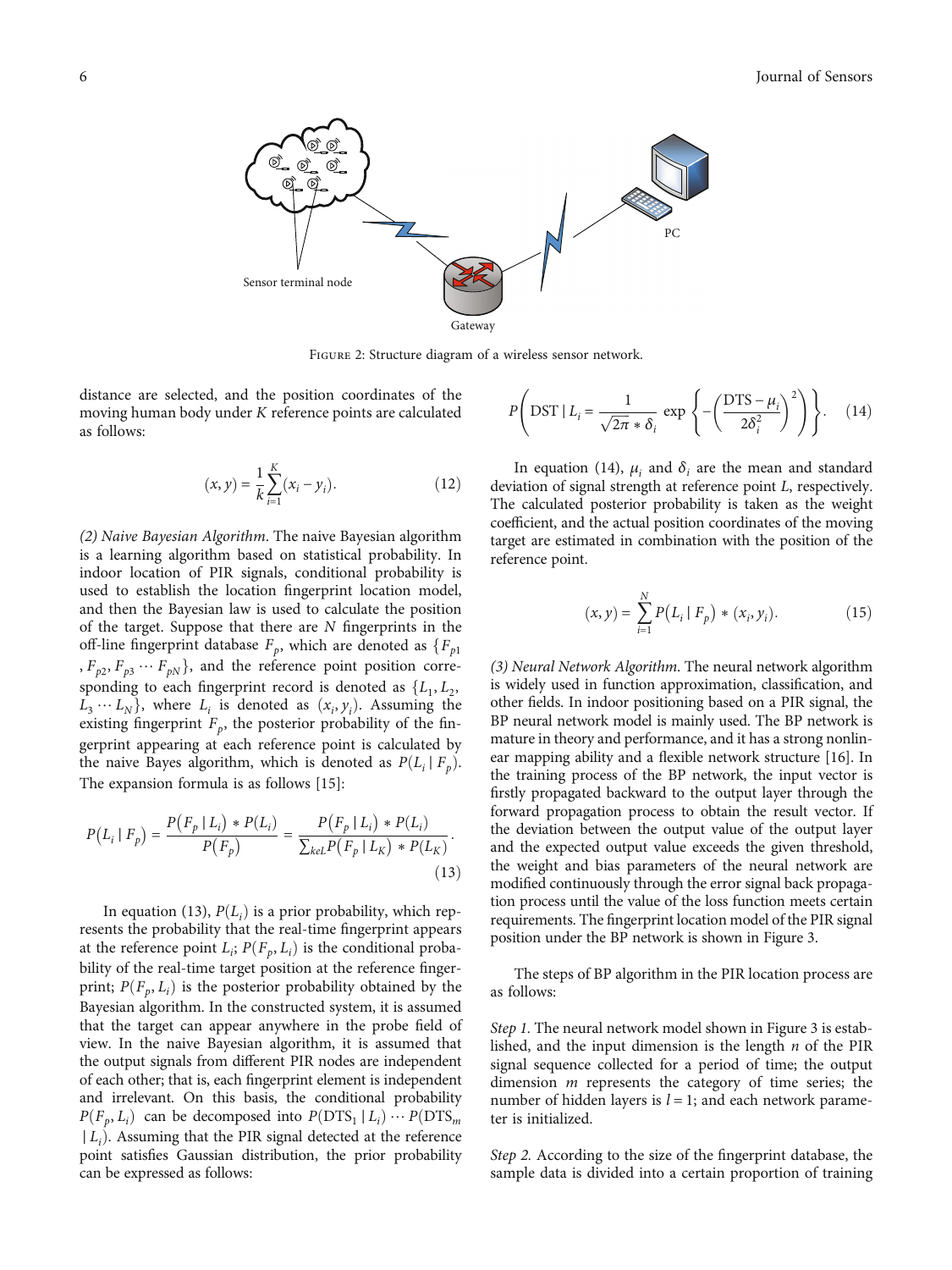Figure 2: Structure diagram of a wireless sensor network.

distance are selected, and the position coordinates of the moving human body under $K$ reference points are calculated as follows:

$$(x, y) = \frac{1}{k}\sum_{i=1}^{K}(x_i - y_i). \quad (12)$$

*(2) Naive Bayesian Algorithm.* The naive Bayesian algorithm is a learning algorithm based on statistical probability. In indoor location of PIR signals, conditional probability is used to establish the location fingerprint location model, and then the Bayesian law is used to calculate the position of the target. Suppose that there are $N$ fingerprints in the off-line fingerprint database $F_p$, which are denoted as $\{F_{p1}, F_{p2}, F_{p3} \cdots F_{pN}\}$, and the reference point position corresponding to each fingerprint record is denoted as $\{L_1, L_2, L_3 \cdots L_N\}$, where $L_i$ is denoted as $(x_i, y_i)$. Assuming the existing fingerprint $F_p$, the posterior probability of the fingerprint appearing at each reference point is calculated by the naive Bayes algorithm, which is denoted as $P(L_i \mid F_p)$. The expansion formula is as follows [15]:

$$P(L_i \mid F_p) = \frac{P(F_p \mid L_i) * P(L_i)}{P(F_p)} = \frac{P(F_p \mid L_i) * P(L_i)}{\sum_{k \in L} P(F_p \mid L_K) * P(L_K)}. \quad (13)$$

In equation (13), $P(L_i)$ is a prior probability, which represents the probability that the real-time fingerprint appears at the reference point $L_i$; $P(F_p, L_i)$ is the conditional probability of the real-time target position at the reference fingerprint; $P(F_p, L_i)$ is the posterior probability obtained by the Bayesian algorithm. In the constructed system, it is assumed that the target can appear anywhere in the probe field of view. In the naive Bayesian algorithm, it is assumed that the output signals from different PIR nodes are independent of each other; that is, each fingerprint element is independent and irrelevant. On this basis, the conditional probability $P(F_p, L_i)$ can be decomposed into $P(\text{DTS}_1 \mid L_i) \cdots P(\text{DTS}_m \mid L_i)$. Assuming that the PIR signal detected at the reference point satisfies Gaussian distribution, the prior probability can be expressed as follows:

$$P\left(\text{DST} \mid L_i = \frac{1}{\sqrt{2\pi} * \delta_i} \exp\left\{-\left(\frac{\text{DTS} - \mu_i}{2\delta_i^2}\right)^2\right)\right\}. \quad (14)$$

In equation (14), $\mu_i$ and $\delta_i$ are the mean and standard deviation of signal strength at reference point $L$, respectively. The calculated posterior probability is taken as the weight coefficient, and the actual position coordinates of the moving target are estimated in combination with the position of the reference point.

$$(x, y) = \sum_{i=1}^{N} P(L_i \mid F_p) * (x_i, y_i). \quad (15)$$

*(3) Neural Network Algorithm.* The neural network algorithm is widely used in function approximation, classification, and other fields. In indoor positioning based on a PIR signal, the BP neural network model is mainly used. The BP network is mature in theory and performance, and it has a strong nonlinear mapping ability and a flexible network structure [16]. In the training process of the BP network, the input vector is firstly propagated backward to the output layer through the forward propagation process to obtain the result vector. If the deviation between the output value of the output layer and the expected output value exceeds the given threshold, the weight and bias parameters of the neural network are modified continuously through the error signal back propagation process until the value of the loss function meets certain requirements. The fingerprint location model of the PIR signal position under the BP network is shown in Figure 3.

The steps of BP algorithm in the PIR location process are as follows:

*Step 1.* The neural network model shown in Figure 3 is established, and the input dimension is the length $n$ of the PIR signal sequence collected for a period of time; the output dimension $m$ represents the category of time series; the number of hidden layers is $l = 1$; and each network parameter is initialized.

*Step 2.* According to the size of the fingerprint database, the sample data is divided into a certain proportion of training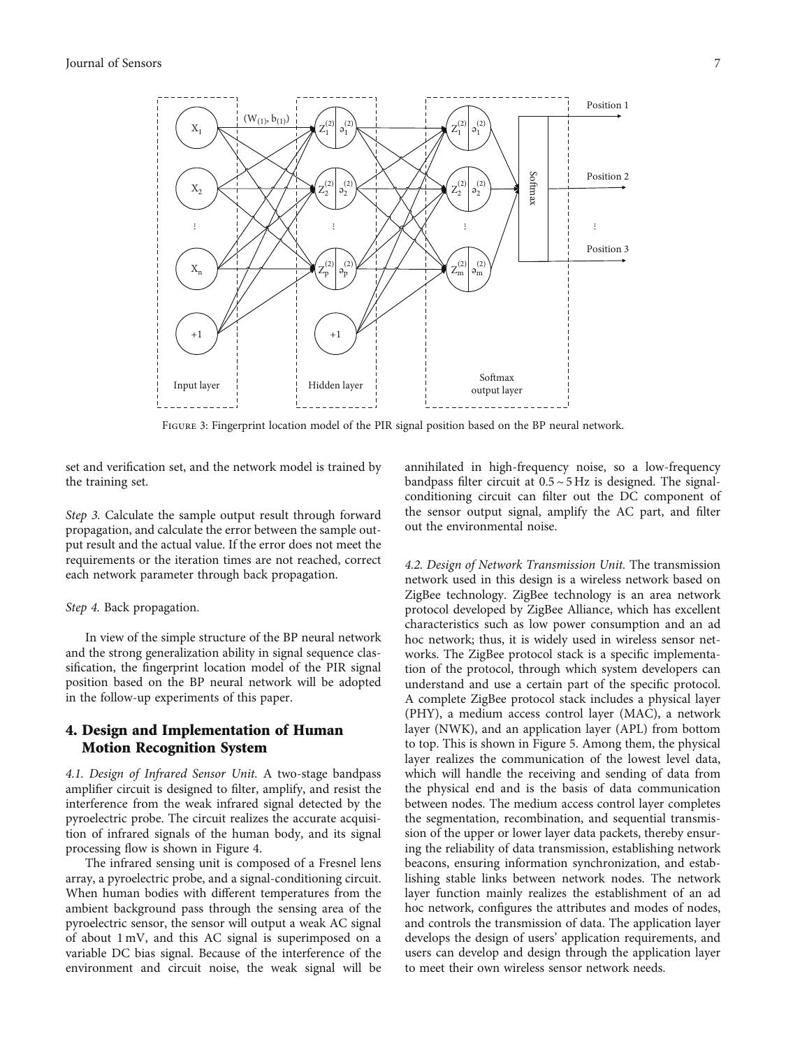Figure 3: Fingerprint location model of the PIR signal position based on the BP neural network.

set and verification set, and the network model is trained by the training set.

*Step 3.* Calculate the sample output result through forward propagation, and calculate the error between the sample output result and the actual value. If the error does not meet the requirements or the iteration times are not reached, correct each network parameter through back propagation.

*Step 4.* Back propagation.

In view of the simple structure of the BP neural network and the strong generalization ability in signal sequence classification, the fingerprint location model of the PIR signal position based on the BP neural network will be adopted in the follow-up experiments of this paper.

## 4. Design and Implementation of Human Motion Recognition System

*4.1. Design of Infrared Sensor Unit.* A two-stage bandpass amplifier circuit is designed to filter, amplify, and resist the interference from the weak infrared signal detected by the pyroelectric probe. The circuit realizes the accurate acquisition of infrared signals of the human body, and its signal processing flow is shown in Figure 4.

The infrared sensing unit is composed of a Fresnel lens array, a pyroelectric probe, and a signal-conditioning circuit. When human bodies with different temperatures from the ambient background pass through the sensing area of the pyroelectric sensor, the sensor will output a weak AC signal of about 1 mV, and this AC signal is superimposed on a variable DC bias signal. Because of the interference of the environment and circuit noise, the weak signal will be annihilated in high-frequency noise, so a low-frequency bandpass filter circuit at $0.5 \sim 5$ Hz is designed. The signal-conditioning circuit can filter out the DC component of the sensor output signal, amplify the AC part, and filter out the environmental noise.

*4.2. Design of Network Transmission Unit.* The transmission network used in this design is a wireless network based on ZigBee technology. ZigBee technology is an area network protocol developed by ZigBee Alliance, which has excellent characteristics such as low power consumption and an ad hoc network; thus, it is widely used in wireless sensor networks. The ZigBee protocol stack is a specific implementation of the protocol, through which system developers can understand and use a certain part of the specific protocol. A complete ZigBee protocol stack includes a physical layer (PHY), a medium access control layer (MAC), a network layer (NWK), and an application layer (APL) from bottom to top. This is shown in Figure 5. Among them, the physical layer realizes the communication of the lowest level data, which will handle the receiving and sending of data from the physical end and is the basis of data communication between nodes. The medium access control layer completes the segmentation, recombination, and sequential transmission of the upper or lower layer data packets, thereby ensuring the reliability of data transmission, establishing network beacons, ensuring information synchronization, and establishing stable links between network nodes. The network layer function mainly realizes the establishment of an ad hoc network, configures the attributes and modes of nodes, and controls the transmission of data. The application layer develops the design of users' application requirements, and users can develop and design through the application layer to meet their own wireless sensor network needs.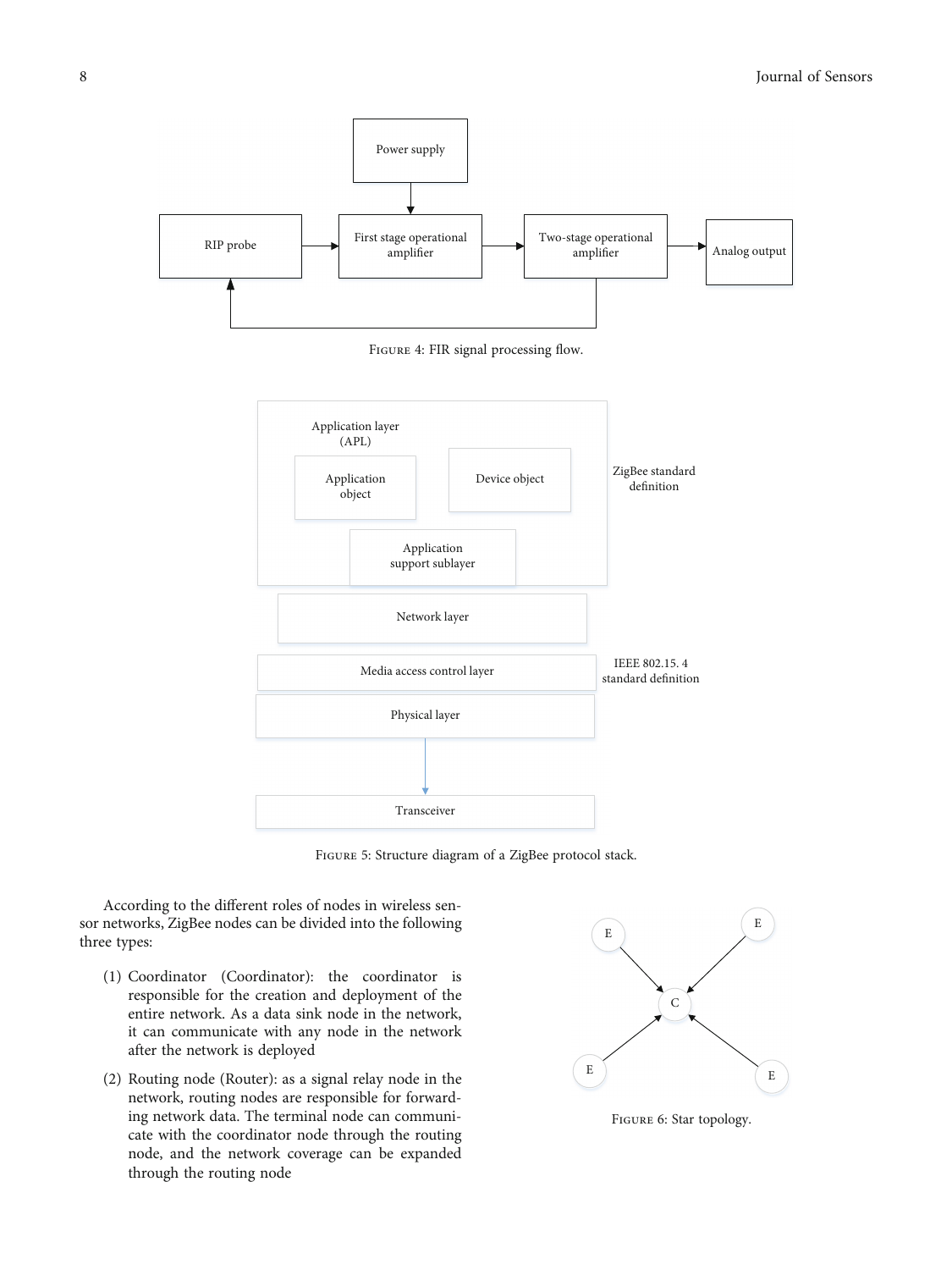Figure 4: FIR signal processing flow.

Figure 5: Structure diagram of a ZigBee protocol stack.

According to the different roles of nodes in wireless sensor networks, ZigBee nodes can be divided into the following three types:

(1) Coordinator (Coordinator): the coordinator is responsible for the creation and deployment of the entire network. As a data sink node in the network, it can communicate with any node in the network after the network is deployed

(2) Routing node (Router): as a signal relay node in the network, routing nodes are responsible for forwarding network data. The terminal node can communicate with the coordinator node through the routing node, and the network coverage can be expanded through the routing node

Figure 6: Star topology.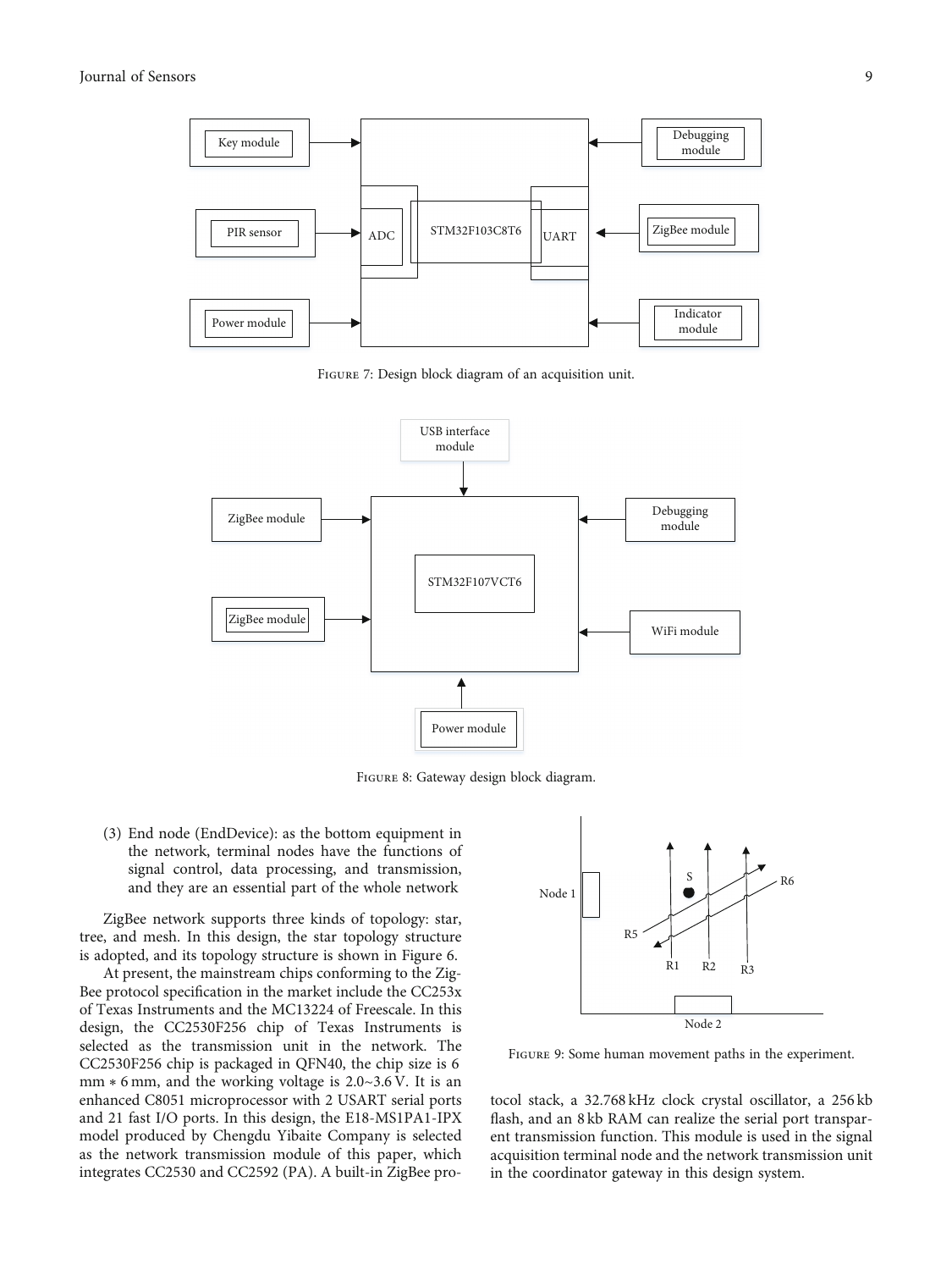Figure 7: Design block diagram of an acquisition unit.

Figure 8: Gateway design block diagram.

(3) End node (EndDevice): as the bottom equipment in the network, terminal nodes have the functions of signal control, data processing, and transmission, and they are an essential part of the whole network

ZigBee network supports three kinds of topology: star, tree, and mesh. In this design, the star topology structure is adopted, and its topology structure is shown in Figure 6.

At present, the mainstream chips conforming to the ZigBee protocol specification in the market include the CC253x of Texas Instruments and the MC13224 of Freescale. In this design, the CC2530F256 chip of Texas Instruments is selected as the transmission unit in the network. The CC2530F256 chip is packaged in QFN40, the chip size is 6 mm ∗ 6 mm, and the working voltage is 2.0~3.6 V. It is an enhanced C8051 microprocessor with 2 USART serial ports and 21 fast I/O ports. In this design, the E18-MS1PA1-IPX model produced by Chengdu Yibaite Company is selected as the network transmission module of this paper, which integrates CC2530 and CC2592 (PA). A built-in ZigBee protocol stack, a 32.768 kHz clock crystal oscillator, a 256 kb flash, and an 8 kb RAM can realize the serial port transparent transmission function. This module is used in the signal acquisition terminal node and the network transmission unit in the coordinator gateway in this design system.

Figure 9: Some human movement paths in the experiment.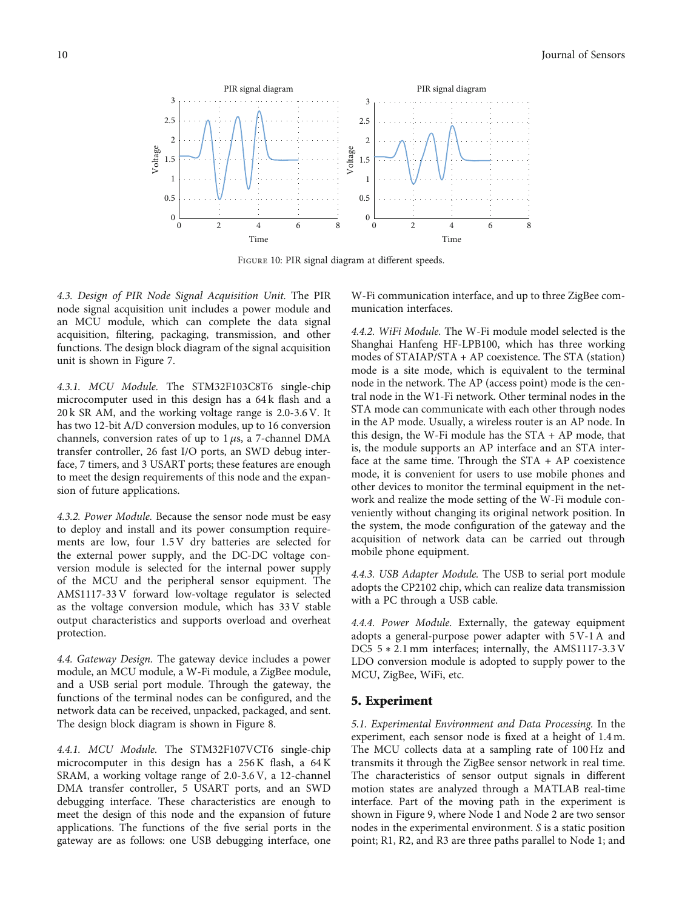FIGURE 10: PIR signal diagram at different speeds.

4.3. *Design of PIR Node Signal Acquisition Unit.* The PIR node signal acquisition unit includes a power module and an MCU module, which can complete the data signal acquisition, filtering, packaging, transmission, and other functions. The design block diagram of the signal acquisition unit is shown in Figure 7.

4.3.1. *MCU Module.* The STM32F103C8T6 single-chip microcomputer used in this design has a 64 k flash and a 20 k SR AM, and the working voltage range is 2.0-3.6 V. It has two 12-bit A/D conversion modules, up to 16 conversion channels, conversion rates of up to 1 $\mu$s, a 7-channel DMA transfer controller, 26 fast I/O ports, an SWD debug interface, 7 timers, and 3 USART ports; these features are enough to meet the design requirements of this node and the expansion of future applications.

4.3.2. *Power Module.* Because the sensor node must be easy to deploy and install and its power consumption requirements are low, four 1.5 V dry batteries are selected for the external power supply, and the DC-DC voltage conversion module is selected for the internal power supply of the MCU and the peripheral sensor equipment. The AMS1117-33 V forward low-voltage regulator is selected as the voltage conversion module, which has 33 V stable output characteristics and supports overload and overheat protection.

4.4. *Gateway Design.* The gateway device includes a power module, an MCU module, a W-Fi module, a ZigBee module, and a USB serial port module. Through the gateway, the functions of the terminal nodes can be configured, and the network data can be received, unpacked, packaged, and sent. The design block diagram is shown in Figure 8.

4.4.1. *MCU Module.* The STM32F107VCT6 single-chip microcomputer in this design has a 256 K flash, a 64 K SRAM, a working voltage range of 2.0-3.6 V, a 12-channel DMA transfer controller, 5 USART ports, and an SWD debugging interface. These characteristics are enough to meet the design of this node and the expansion of future applications. The functions of the five serial ports in the gateway are as follows: one USB debugging interface, one W-Fi communication interface, and up to three ZigBee communication interfaces.

4.4.2. *WiFi Module.* The W-Fi module model selected is the Shanghai Hanfeng HF-LPB100, which has three working modes of STAIAP/STA + AP coexistence. The STA (station) mode is a site mode, which is equivalent to the terminal node in the network. The AP (access point) mode is the central node in the W1-Fi network. Other terminal nodes in the STA mode can communicate with each other through nodes in the AP mode. Usually, a wireless router is an AP node. In this design, the W-Fi module has the STA + AP mode, that is, the module supports an AP interface and an STA interface at the same time. Through the STA + AP coexistence mode, it is convenient for users to use mobile phones and other devices to monitor the terminal equipment in the network and realize the mode setting of the W-Fi module conveniently without changing its original network position. In the system, the mode configuration of the gateway and the acquisition of network data can be carried out through mobile phone equipment.

4.4.3. *USB Adapter Module.* The USB to serial port module adopts the CP2102 chip, which can realize data transmission with a PC through a USB cable.

4.4.4. *Power Module.* Externally, the gateway equipment adopts a general-purpose power adapter with 5 V-1 A and DC5 5 * 2.1 mm interfaces; internally, the AMS1117-3.3 V LDO conversion module is adopted to supply power to the MCU, ZigBee, WiFi, etc.

## 5. Experiment

5.1. *Experimental Environment and Data Processing.* In the experiment, each sensor node is fixed at a height of 1.4 m. The MCU collects data at a sampling rate of 100 Hz and transmits it through the ZigBee sensor network in real time. The characteristics of sensor output signals in different motion states are analyzed through a MATLAB real-time interface. Part of the moving path in the experiment is shown in Figure 9, where Node 1 and Node 2 are two sensor nodes in the experimental environment. *S* is a static position point; R1, R2, and R3 are three paths parallel to Node 1; and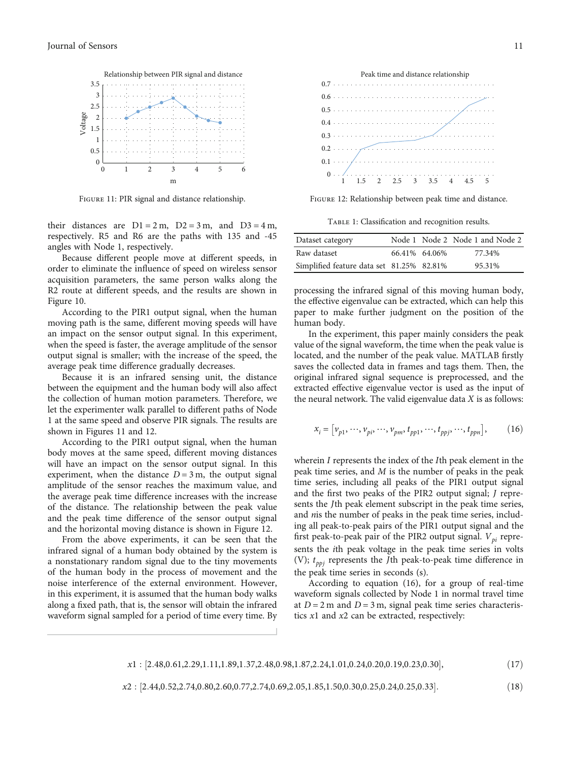Figure 11: PIR signal and distance relationship.

Figure 12: Relationship between peak time and distance.

their distances are $D1 = 2$ m, $D2 = 3$ m, and $D3 = 4$ m, respectively. R5 and R6 are the paths with 135 and -45 angles with Node 1, respectively.

Because different people move at different speeds, in order to eliminate the influence of speed on wireless sensor acquisition parameters, the same person walks along the R2 route at different speeds, and the results are shown in Figure 10.

According to the PIR1 output signal, when the human moving path is the same, different moving speeds will have an impact on the sensor output signal. In this experiment, when the speed is faster, the average amplitude of the sensor output signal is smaller; with the increase of the speed, the average peak time difference gradually decreases.

Because it is an infrared sensing unit, the distance between the equipment and the human body will also affect the collection of human motion parameters. Therefore, we let the experimenter walk parallel to different paths of Node 1 at the same speed and observe PIR signals. The results are shown in Figures 11 and 12.

According to the PIR1 output signal, when the human body moves at the same speed, different moving distances will have an impact on the sensor output signal. In this experiment, when the distance $D = 3$ m, the output signal amplitude of the sensor reaches the maximum value, and the average peak time difference increases with the increase of the distance. The relationship between the peak value and the peak time difference of the sensor output signal and the horizontal moving distance is shown in Figure 12.

From the above experiments, it can be seen that the infrared signal of a human body obtained by the system is a nonstationary random signal due to the tiny movements of the human body in the process of movement and the noise interference of the external environment. However, in this experiment, it is assumed that the human body walks along a fixed path, that is, the sensor will obtain the infrared waveform signal sampled for a period of time every time. By processing the infrared signal of this moving human body, the effective eigenvalue can be extracted, which can help this paper to make further judgment on the position of the human body.

Table 1: Classification and recognition results.

| Dataset category | Node 1 | Node 2 | Node 1 and Node 2 |
|---|---|---|---|
| Raw dataset | 66.41% | 64.06% | 77.34% |
| Simplified feature data set | 81.25% | 82.81% | 95.31% |

In the experiment, this paper mainly considers the peak value of the signal waveform, the time when the peak value is located, and the number of the peak value. MATLAB firstly saves the collected data in frames and tags them. Then, the original infrared signal sequence is preprocessed, and the extracted effective eigenvalue vector is used as the input of the neural network. The valid eigenvalue data $X$ is as follows:

$$x_i = \left[v_{p1}, \cdots, v_{pi}, \cdots, v_{pm}, t_{pp1}, \cdots, t_{ppj}, \cdots, t_{ppn}\right], \tag{16}$$

wherein $I$ represents the index of the $I$th peak element in the peak time series, and $M$ is the number of peaks in the peak time series, including all peaks of the PIR1 output signal and the first two peaks of the PIR2 output signal; $J$ represents the $J$th peak element subscript in the peak time series, and $n$is the number of peaks in the peak time series, including all peak-to-peak pairs of the PIR1 output signal and the first peak-to-peak pair of the PIR2 output signal. $V_{pi}$ represents the $i$th peak voltage in the peak time series in volts (V); $t_{ppj}$ represents the $J$th peak-to-peak time difference in the peak time series in seconds (s).

According to equation (16), for a group of real-time waveform signals collected by Node 1 in normal travel time at $D = 2$ m and $D = 3$ m, signal peak time series characteristics $x1$ and $x2$ can be extracted, respectively:

$$x1 : [2.48,0.61,2.29,1.11,1.89,1.37,2.48,0.98,1.87,2.24,1.01,0.24,0.20,0.19,0.23,0.30], \tag{17}$$

$$x2 : [2.44,0.52,2.74,0.80,2.60,0.77,2.74,0.69,2.05,1.85,1.50,0.30,0.25,0.24,0.25,0.33]. \tag{18}$$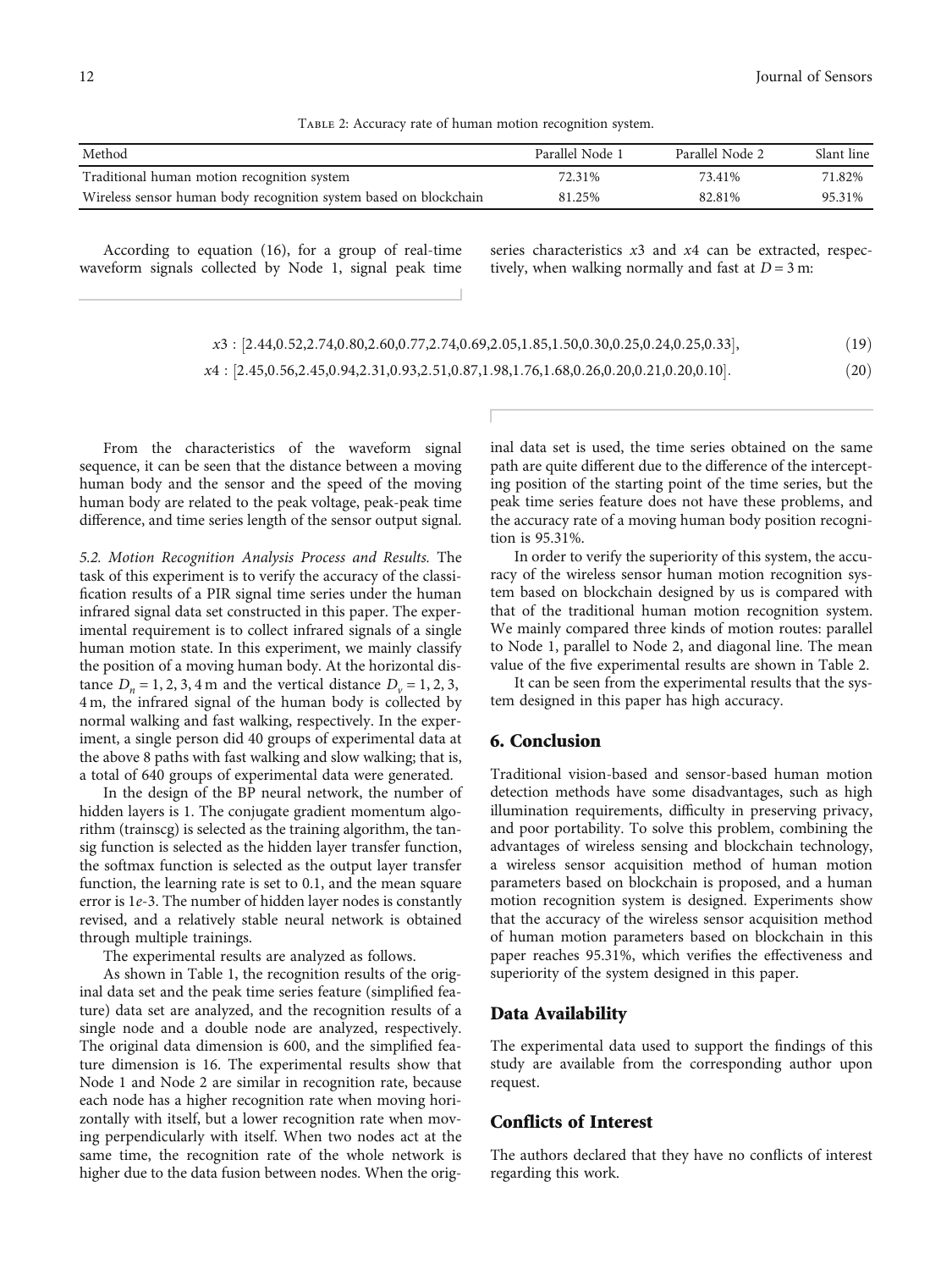Table 2: Accuracy rate of human motion recognition system.

| Method | Parallel Node 1 | Parallel Node 2 | Slant line |
| --- | --- | --- | --- |
| Traditional human motion recognition system | 72.31% | 73.41% | 71.82% |
| Wireless sensor human body recognition system based on blockchain | 81.25% | 82.81% | 95.31% |

According to equation (16), for a group of real-time waveform signals collected by Node 1, signal peak time series characteristics $x3$ and $x4$ can be extracted, respectively, when walking normally and fast at $D = 3$ m:

$$x3 : [2.44, 0.52, 2.74, 0.80, 2.60, 0.77, 2.74, 0.69, 2.05, 1.85, 1.50, 0.30, 0.25, 0.24, 0.25, 0.33], \tag{19}$$

$$x4 : [2.45, 0.56, 2.45, 0.94, 2.31, 0.93, 2.51, 0.87, 1.98, 1.76, 1.68, 0.26, 0.20, 0.21, 0.20, 0.10]. \tag{20}$$

From the characteristics of the waveform signal sequence, it can be seen that the distance between a moving human body and the sensor and the speed of the moving human body are related to the peak voltage, peak-peak time difference, and time series length of the sensor output signal.

*5.2. Motion Recognition Analysis Process and Results.* The task of this experiment is to verify the accuracy of the classification results of a PIR signal time series under the human infrared signal data set constructed in this paper. The experimental requirement is to collect infrared signals of a single human motion state. In this experiment, we mainly classify the position of a moving human body. At the horizontal distance $D_n = 1, 2, 3, 4$ m and the vertical distance $D_v = 1, 2, 3, 4$ m, the infrared signal of the human body is collected by normal walking and fast walking, respectively. In the experiment, a single person did 40 groups of experimental data at the above 8 paths with fast walking and slow walking; that is, a total of 640 groups of experimental data were generated.

In the design of the BP neural network, the number of hidden layers is 1. The conjugate gradient momentum algorithm (trainscg) is selected as the training algorithm, the tansig function is selected as the hidden layer transfer function, the softmax function is selected as the output layer transfer function, the learning rate is set to 0.1, and the mean square error is $1e$-3. The number of hidden layer nodes is constantly revised, and a relatively stable neural network is obtained through multiple trainings.

The experimental results are analyzed as follows.

As shown in Table 1, the recognition results of the original data set and the peak time series feature (simplified feature) data set are analyzed, and the recognition results of a single node and a double node are analyzed, respectively. The original data dimension is 600, and the simplified feature dimension is 16. The experimental results show that Node 1 and Node 2 are similar in recognition rate, because each node has a higher recognition rate when moving horizontally with itself, but a lower recognition rate when moving perpendicularly with itself. When two nodes act at the same time, the recognition rate of the whole network is higher due to the data fusion between nodes. When the original data set is used, the time series obtained on the same path are quite different due to the difference of the intercepting position of the starting point of the time series, but the peak time series feature does not have these problems, and the accuracy rate of a moving human body position recognition is 95.31%.

In order to verify the superiority of this system, the accuracy of the wireless sensor human motion recognition system based on blockchain designed by us is compared with that of the traditional human motion recognition system. We mainly compared three kinds of motion routes: parallel to Node 1, parallel to Node 2, and diagonal line. The mean value of the five experimental results are shown in Table 2.

It can be seen from the experimental results that the system designed in this paper has high accuracy.

## 6. Conclusion

Traditional vision-based and sensor-based human motion detection methods have some disadvantages, such as high illumination requirements, difficulty in preserving privacy, and poor portability. To solve this problem, combining the advantages of wireless sensing and blockchain technology, a wireless sensor acquisition method of human motion parameters based on blockchain is proposed, and a human motion recognition system is designed. Experiments show that the accuracy of the wireless sensor acquisition method of human motion parameters based on blockchain in this paper reaches 95.31%, which verifies the effectiveness and superiority of the system designed in this paper.

## Data Availability

The experimental data used to support the findings of this study are available from the corresponding author upon request.

## Conflicts of Interest

The authors declared that they have no conflicts of interest regarding this work.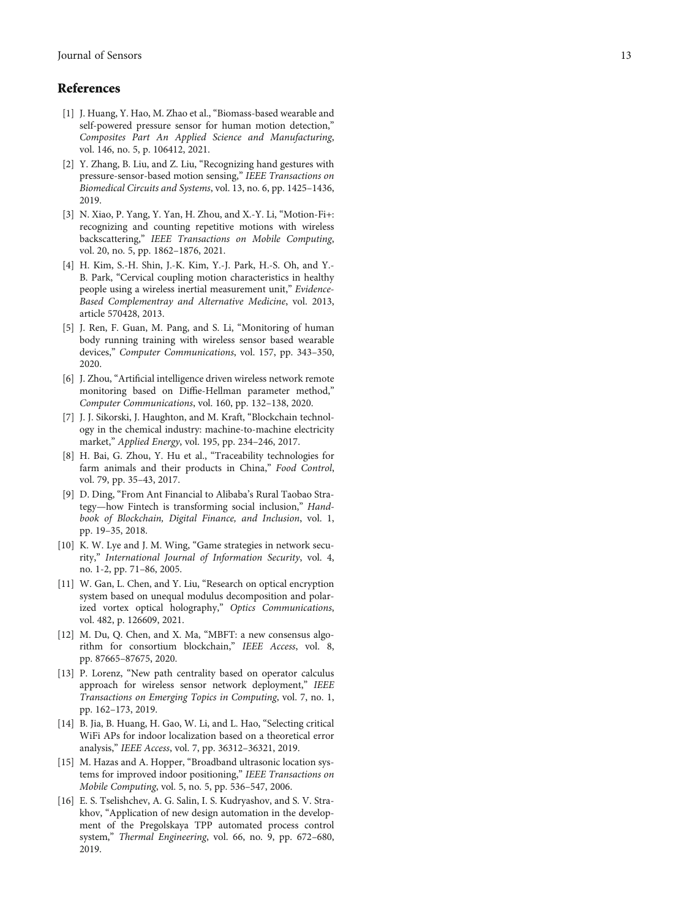## References

- [1] J. Huang, Y. Hao, M. Zhao et al., "Biomass-based wearable and self-powered pressure sensor for human motion detection," *Composites Part An Applied Science and Manufacturing*, vol. 146, no. 5, p. 106412, 2021.
- [2] Y. Zhang, B. Liu, and Z. Liu, "Recognizing hand gestures with pressure-sensor-based motion sensing," *IEEE Transactions on Biomedical Circuits and Systems*, vol. 13, no. 6, pp. 1425–1436, 2019.
- [3] N. Xiao, P. Yang, Y. Yan, H. Zhou, and X.-Y. Li, "Motion-Fi+: recognizing and counting repetitive motions with wireless backscattering," *IEEE Transactions on Mobile Computing*, vol. 20, no. 5, pp. 1862–1876, 2021.
- [4] H. Kim, S.-H. Shin, J.-K. Kim, Y.-J. Park, H.-S. Oh, and Y.-B. Park, "Cervical coupling motion characteristics in healthy people using a wireless inertial measurement unit," *Evidence-Based Complementray and Alternative Medicine*, vol. 2013, article 570428, 2013.
- [5] J. Ren, F. Guan, M. Pang, and S. Li, "Monitoring of human body running training with wireless sensor based wearable devices," *Computer Communications*, vol. 157, pp. 343–350, 2020.
- [6] J. Zhou, "Artificial intelligence driven wireless network remote monitoring based on Diffie-Hellman parameter method," *Computer Communications*, vol. 160, pp. 132–138, 2020.
- [7] J. J. Sikorski, J. Haughton, and M. Kraft, "Blockchain technology in the chemical industry: machine-to-machine electricity market," *Applied Energy*, vol. 195, pp. 234–246, 2017.
- [8] H. Bai, G. Zhou, Y. Hu et al., "Traceability technologies for farm animals and their products in China," *Food Control*, vol. 79, pp. 35–43, 2017.
- [9] D. Ding, "From Ant Financial to Alibaba's Rural Taobao Strategy—how Fintech is transforming social inclusion," *Handbook of Blockchain, Digital Finance, and Inclusion*, vol. 1, pp. 19–35, 2018.
- [10] K. W. Lye and J. M. Wing, "Game strategies in network security," *International Journal of Information Security*, vol. 4, no. 1-2, pp. 71–86, 2005.
- [11] W. Gan, L. Chen, and Y. Liu, "Research on optical encryption system based on unequal modulus decomposition and polarized vortex optical holography," *Optics Communications*, vol. 482, p. 126609, 2021.
- [12] M. Du, Q. Chen, and X. Ma, "MBFT: a new consensus algorithm for consortium blockchain," *IEEE Access*, vol. 8, pp. 87665–87675, 2020.
- [13] P. Lorenz, "New path centrality based on operator calculus approach for wireless sensor network deployment," *IEEE Transactions on Emerging Topics in Computing*, vol. 7, no. 1, pp. 162–173, 2019.
- [14] B. Jia, B. Huang, H. Gao, W. Li, and L. Hao, "Selecting critical WiFi APs for indoor localization based on a theoretical error analysis," *IEEE Access*, vol. 7, pp. 36312–36321, 2019.
- [15] M. Hazas and A. Hopper, "Broadband ultrasonic location systems for improved indoor positioning," *IEEE Transactions on Mobile Computing*, vol. 5, no. 5, pp. 536–547, 2006.
- [16] E. S. Tselishchev, A. G. Salin, I. S. Kudryashov, and S. V. Strakhov, "Application of new design automation in the development of the Pregolskaya TPP automated process control system," *Thermal Engineering*, vol. 66, no. 9, pp. 672–680, 2019.